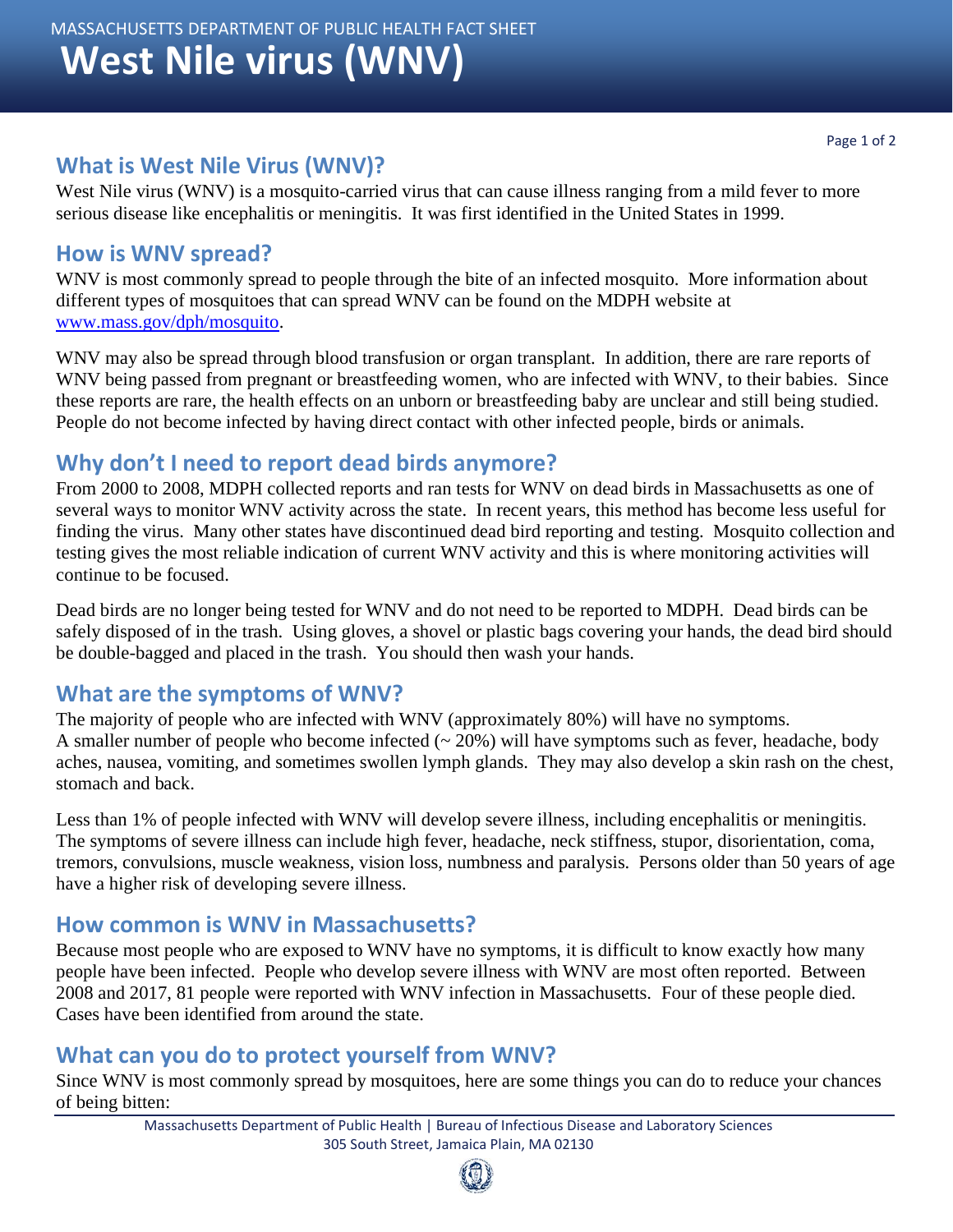MASSACHUSETTS DEPARTMENT OF PUBLIC HEALTH FACT SHEET

# West Nile virus (WNV)

## What is West Nile Virus (WNV)?

West Nile virus (WNV) is a mosquito-carried virus that can cause illness ranging from a mild fever to more serious disease like encephalitis or meningitis. It was first identified in the United States in 1999.

## How is WNV spread?

WNV is most commonly spread to people through the bite of an infected mosquito. More information about different types of mosquitoes that can spread WNV can be found on the MDPH website at [www.mass.gov/dph/mosquito](http://www.mass.gov/dph/mosquito).

WNV may also be spread through blood transfusion or organ transplant. In addition, there are rare reports of WNV being passed from pregnant or breastfeeding women, who are infected with WNV, to their babies. Since these reports are rare, the health effects on an unborn or breastfeeding baby are unclear and still being studied. People do not become infected by having direct contact with other infected people, birds or animals.

## Why don't I need to report dead birds anymore?

From 2000 to 2008, MDPH collected reports and ran tests for WNV on dead birds in Massachusetts as one of several ways to monitor WNV activity across the state. In recent years, this method has become less useful for finding the virus. Many other states have discontinued dead bird reporting and testing. Mosquito collection and testing gives the most reliable indication of current WNV activity and this is where monitoring activities will continue to be focused.

Dead birds are no longer being tested for WNV and do not need to be reported to MDPH. Dead birds can be safely disposed of in the trash. Using gloves, a shovel or plastic bags covering your hands, the dead bird should be double-bagged and placed in the trash. You should then wash your hands.

## What are the symptoms of WNV?

The majority of people who are infected with WNV (approximately 80%) will have no symptoms. A smaller number of people who become infected (~ 20%) will have symptoms such as fever, headache, body aches, nausea, vomiting, and sometimes swollen lymph glands. They may also develop a skin rash on the chest, stomach and back.

Less than 1% of people infected with WNV will develop severe illness, including encephalitis or meningitis. The symptoms of severe illness can include high fever, headache, neck stiffness, stupor, disorientation, coma, tremors, convulsions, muscle weakness, vision loss, numbness and paralysis. Persons older than 50 years of age have a higher risk of developing severe illness.

## How common is WNV in Massachusetts?

Because most people who are exposed to WNV have no symptoms, it is difficult to know exactly how many people have been infected. People who develop severe illness with WNV are most often reported. Between 2008 and 2017, 81 people were reported with WNV infection in Massachusetts. Four of these people died. Cases have been identified from around the state.

## What can you do to protect yourself from WNV?

Since WNV is most commonly spread by mosquitoes, here are some things you can do to reduce your chances of being bitten:

Massachusetts Department of Public Health | Bureau of Infectious Disease and Laboratory Sciences
305 South Street, Jamaica Plain, MA 02130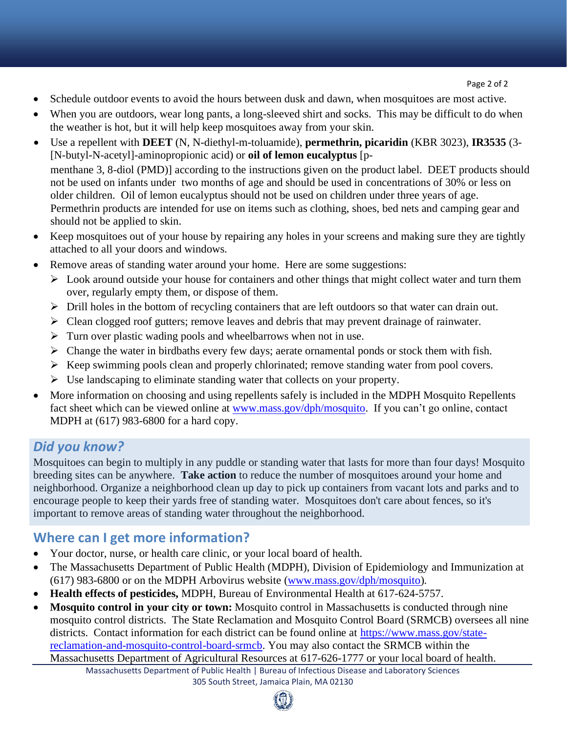- Schedule outdoor events to avoid the hours between dusk and dawn, when mosquitoes are most active.
- When you are outdoors, wear long pants, a long-sleeved shirt and socks. This may be difficult to do when the weather is hot, but it will help keep mosquitoes away from your skin.
- Use a repellent with **DEET** (N, N-diethyl-m-toluamide), **permethrin, picaridin** (KBR 3023), **IR3535** (3-[N-butyl-N-acetyl]-aminopropionic acid) or **oil of lemon eucalyptus** [p-menthane 3, 8-diol (PMD)] according to the instructions given on the product label. DEET products should not be used on infants under two months of age and should be used in concentrations of 30% or less on older children. Oil of lemon eucalyptus should not be used on children under three years of age. Permethrin products are intended for use on items such as clothing, shoes, bed nets and camping gear and should not be applied to skin.
- Keep mosquitoes out of your house by repairing any holes in your screens and making sure they are tightly attached to all your doors and windows.
- Remove areas of standing water around your home. Here are some suggestions:
  - Look around outside your house for containers and other things that might collect water and turn them over, regularly empty them, or dispose of them.
  - Drill holes in the bottom of recycling containers that are left outdoors so that water can drain out.
  - Clean clogged roof gutters; remove leaves and debris that may prevent drainage of rainwater.
  - Turn over plastic wading pools and wheelbarrows when not in use.
  - Change the water in birdbaths every few days; aerate ornamental ponds or stock them with fish.
  - Keep swimming pools clean and properly chlorinated; remove standing water from pool covers.
  - Use landscaping to eliminate standing water that collects on your property.
- More information on choosing and using repellents safely is included in the MDPH Mosquito Repellents fact sheet which can be viewed online at [www.mass.gov/dph/mosquito](http://www.mass.gov/dph/mosquito). If you can't go online, contact MDPH at (617) 983-6800 for a hard copy.

## *Did you know?*

Mosquitoes can begin to multiply in any puddle or standing water that lasts for more than four days! Mosquito breeding sites can be anywhere. **Take action** to reduce the number of mosquitoes around your home and neighborhood. Organize a neighborhood clean up day to pick up containers from vacant lots and parks and to encourage people to keep their yards free of standing water. Mosquitoes don't care about fences, so it's important to remove areas of standing water throughout the neighborhood.

## Where can I get more information?

- Your doctor, nurse, or health care clinic, or your local board of health.
- The Massachusetts Department of Public Health (MDPH), Division of Epidemiology and Immunization at (617) 983-6800 or on the MDPH Arbovirus website ([www.mass.gov/dph/mosquito](http://www.mass.gov/dph/mosquito)).
- **Health effects of pesticides,** MDPH, Bureau of Environmental Health at 617-624-5757.
- **Mosquito control in your city or town:** Mosquito control in Massachusetts is conducted through nine mosquito control districts. The State Reclamation and Mosquito Control Board (SRMCB) oversees all nine districts. Contact information for each district can be found online at [https://www.mass.gov/state-reclamation-and-mosquito-control-board-srmcb](https://www.mass.gov/state-reclamation-and-mosquito-control-board-srmcb). You may also contact the SRMCB within the Massachusetts Department of Agricultural Resources at 617-626-1777 or your local board of health.